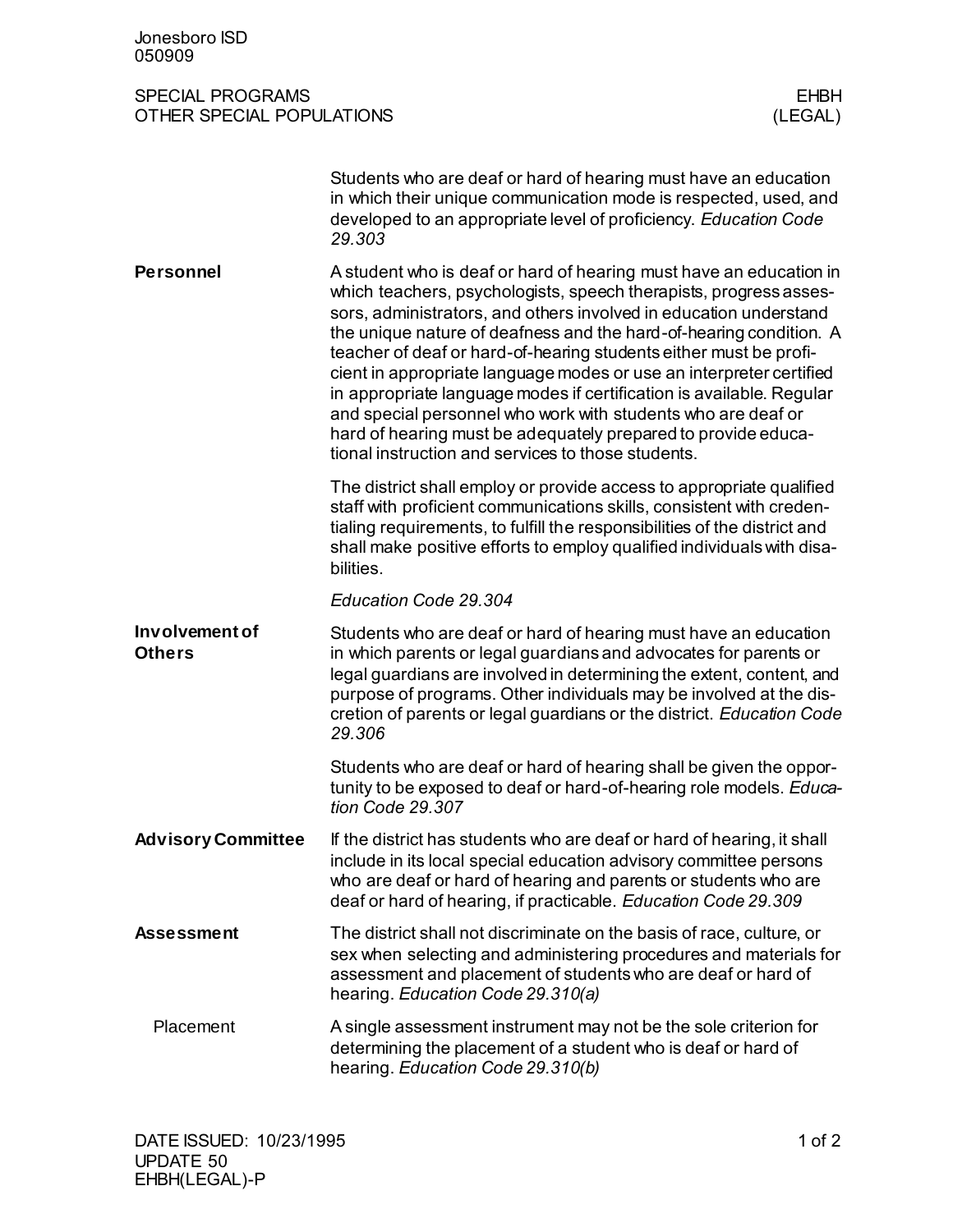Jonesboro ISD
050909

# SPECIAL PROGRAMS — OTHER SPECIAL POPULATIONS

**EHBH (LEGAL)**

Students who are deaf or hard of hearing must have an education in which their unique communication mode is respected, used, and developed to an appropriate level of proficiency. *Education Code 29.303*

## Personnel

A student who is deaf or hard of hearing must have an education in which teachers, psychologists, speech therapists, progress assessors, administrators, and others involved in education understand the unique nature of deafness and the hard-of-hearing condition. A teacher of deaf or hard-of-hearing students either must be proficient in appropriate language modes or use an interpreter certified in appropriate language modes if certification is available. Regular and special personnel who work with students who are deaf or hard of hearing must be adequately prepared to provide educational instruction and services to those students.

The district shall employ or provide access to appropriate qualified staff with proficient communications skills, consistent with credentialing requirements, to fulfill the responsibilities of the district and shall make positive efforts to employ qualified individuals with disabilities.

*Education Code 29.304*

## Involvement of Others

Students who are deaf or hard of hearing must have an education in which parents or legal guardians and advocates for parents or legal guardians are involved in determining the extent, content, and purpose of programs. Other individuals may be involved at the discretion of parents or legal guardians or the district. *Education Code 29.306*

Students who are deaf or hard of hearing shall be given the opportunity to be exposed to deaf or hard-of-hearing role models. *Education Code 29.307*

## Advisory Committee

If the district has students who are deaf or hard of hearing, it shall include in its local special education advisory committee persons who are deaf or hard of hearing and parents or students who are deaf or hard of hearing, if practicable. *Education Code 29.309*

## Assessment

The district shall not discriminate on the basis of race, culture, or sex when selecting and administering procedures and materials for assessment and placement of students who are deaf or hard of hearing. *Education Code 29.310(a)*

### Placement

A single assessment instrument may not be the sole criterion for determining the placement of a student who is deaf or hard of hearing. *Education Code 29.310(b)*

DATE ISSUED: 10/23/1995
UPDATE 50
EHBH(LEGAL)-P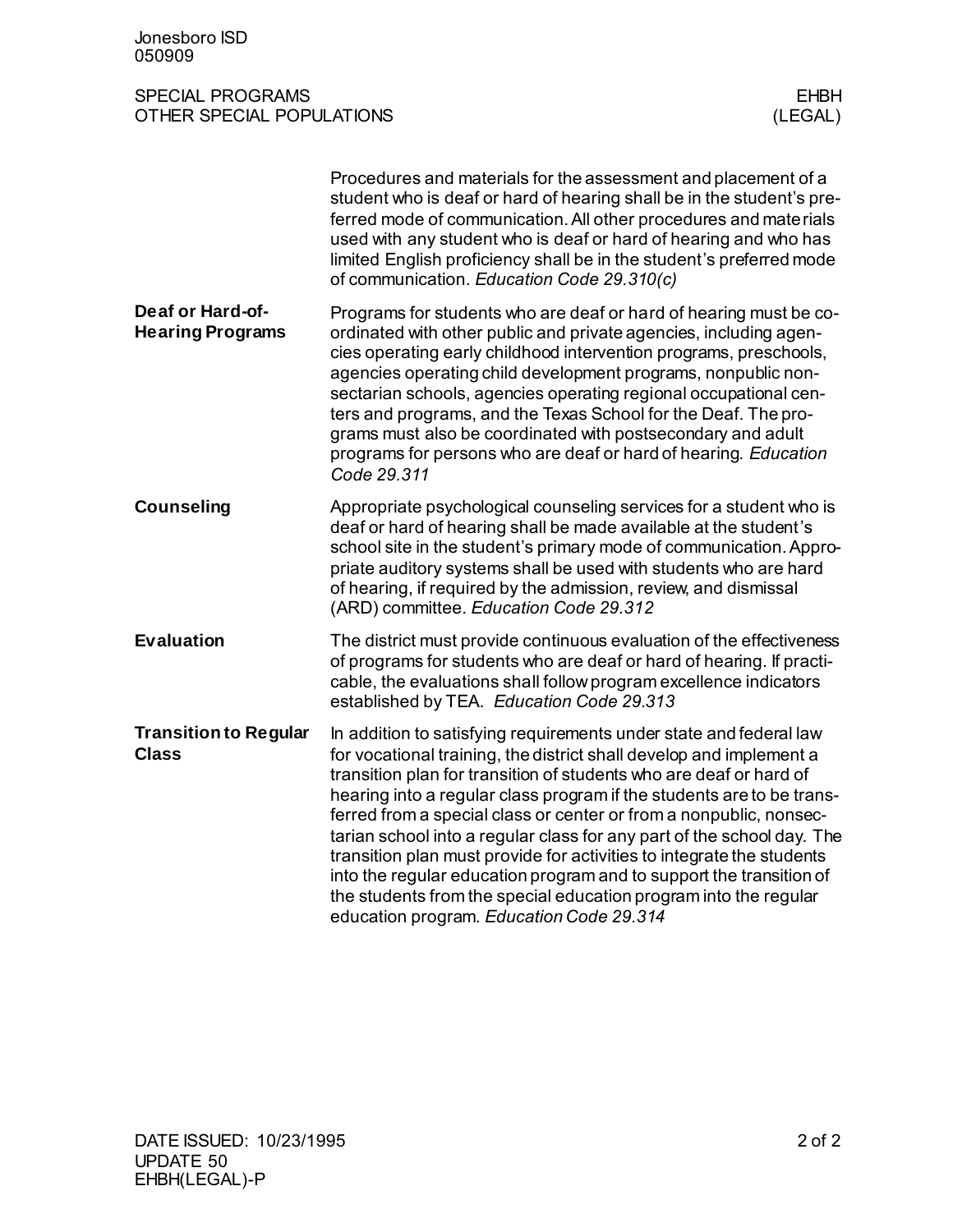Procedures and materials for the assessment and placement of a student who is deaf or hard of hearing shall be in the student's preferred mode of communication. All other procedures and materials used with any student who is deaf or hard of hearing and who has limited English proficiency shall be in the student's preferred mode of communication. *Education Code 29.310(c)*

**Deaf or Hard-of-Hearing Programs**

Programs for students who are deaf or hard of hearing must be coordinated with other public and private agencies, including agencies operating early childhood intervention programs, preschools, agencies operating child development programs, nonpublic nonsectarian schools, agencies operating regional occupational centers and programs, and the Texas School for the Deaf. The programs must also be coordinated with postsecondary and adult programs for persons who are deaf or hard of hearing. *Education Code 29.311*

**Counseling**

Appropriate psychological counseling services for a student who is deaf or hard of hearing shall be made available at the student's school site in the student's primary mode of communication. Appropriate auditory systems shall be used with students who are hard of hearing, if required by the admission, review, and dismissal (ARD) committee. *Education Code 29.312*

**Evaluation**

The district must provide continuous evaluation of the effectiveness of programs for students who are deaf or hard of hearing. If practicable, the evaluations shall follow program excellence indicators established by TEA. *Education Code 29.313*

**Transition to Regular Class**

In addition to satisfying requirements under state and federal law for vocational training, the district shall develop and implement a transition plan for transition of students who are deaf or hard of hearing into a regular class program if the students are to be transferred from a special class or center or from a nonpublic, nonsectarian school into a regular class for any part of the school day. The transition plan must provide for activities to integrate the students into the regular education program and to support the transition of the students from the special education program into the regular education program. *Education Code 29.314*